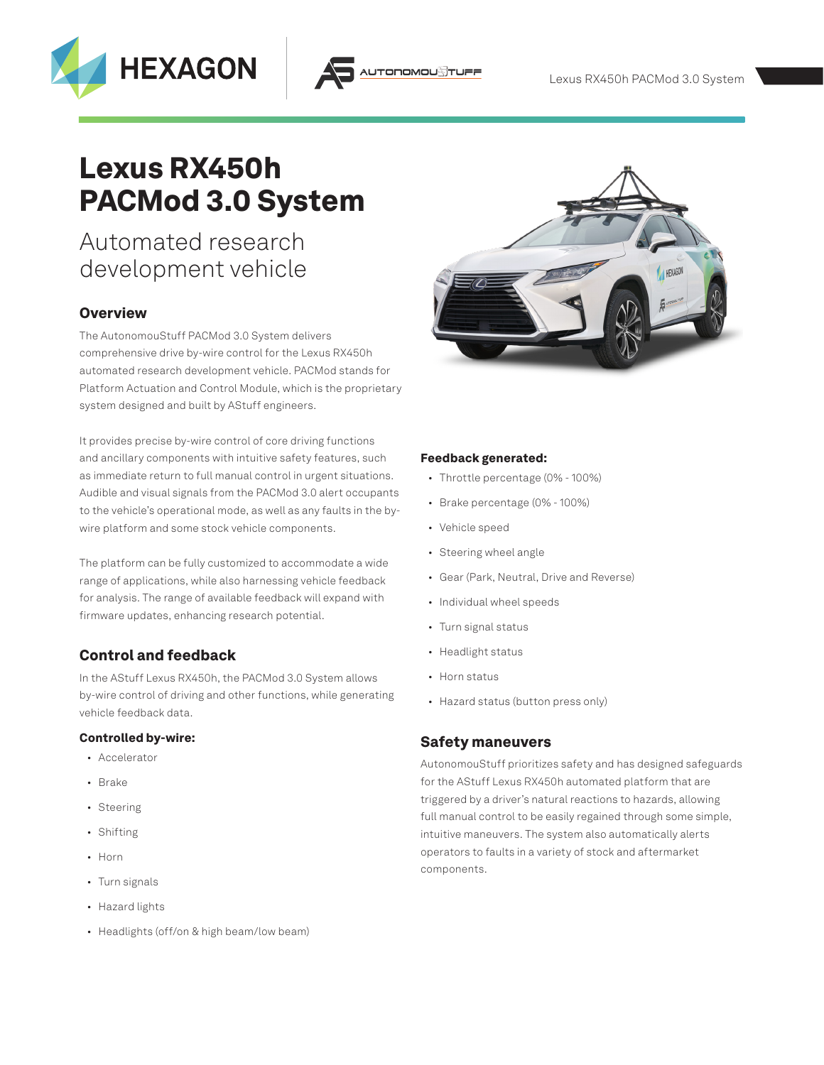# Lexus RX450h PACMod 3.0 System

## Automated research development vehicle

### Overview

The AutonomouStuff PACMod 3.0 System delivers comprehensive drive by-wire control for the Lexus RX450h automated research development vehicle. PACMod stands for Platform Actuation and Control Module, which is the proprietary system designed and built by AStuff engineers.

It provides precise by-wire control of core driving functions and ancillary components with intuitive safety features, such as immediate return to full manual control in urgent situations. Audible and visual signals from the PACMod 3.0 alert occupants to the vehicle's operational mode, as well as any faults in the by-wire platform and some stock vehicle components.

The platform can be fully customized to accommodate a wide range of applications, while also harnessing vehicle feedback for analysis. The range of available feedback will expand with firmware updates, enhancing research potential.

### Control and feedback

In the AStuff Lexus RX450h, the PACMod 3.0 System allows by-wire control of driving and other functions, while generating vehicle feedback data.

**Controlled by-wire:**

- Accelerator
- Brake
- Steering
- Shifting
- Horn
- Turn signals
- Hazard lights
- Headlights (off/on & high beam/low beam)

**Feedback generated:**

- Throttle percentage (0% - 100%)
- Brake percentage (0% - 100%)
- Vehicle speed
- Steering wheel angle
- Gear (Park, Neutral, Drive and Reverse)
- Individual wheel speeds
- Turn signal status
- Headlight status
- Horn status
- Hazard status (button press only)

### Safety maneuvers

AutonomouStuff prioritizes safety and has designed safeguards for the AStuff Lexus RX450h automated platform that are triggered by a driver's natural reactions to hazards, allowing full manual control to be easily regained through some simple, intuitive maneuvers. The system also automatically alerts operators to faults in a variety of stock and aftermarket components.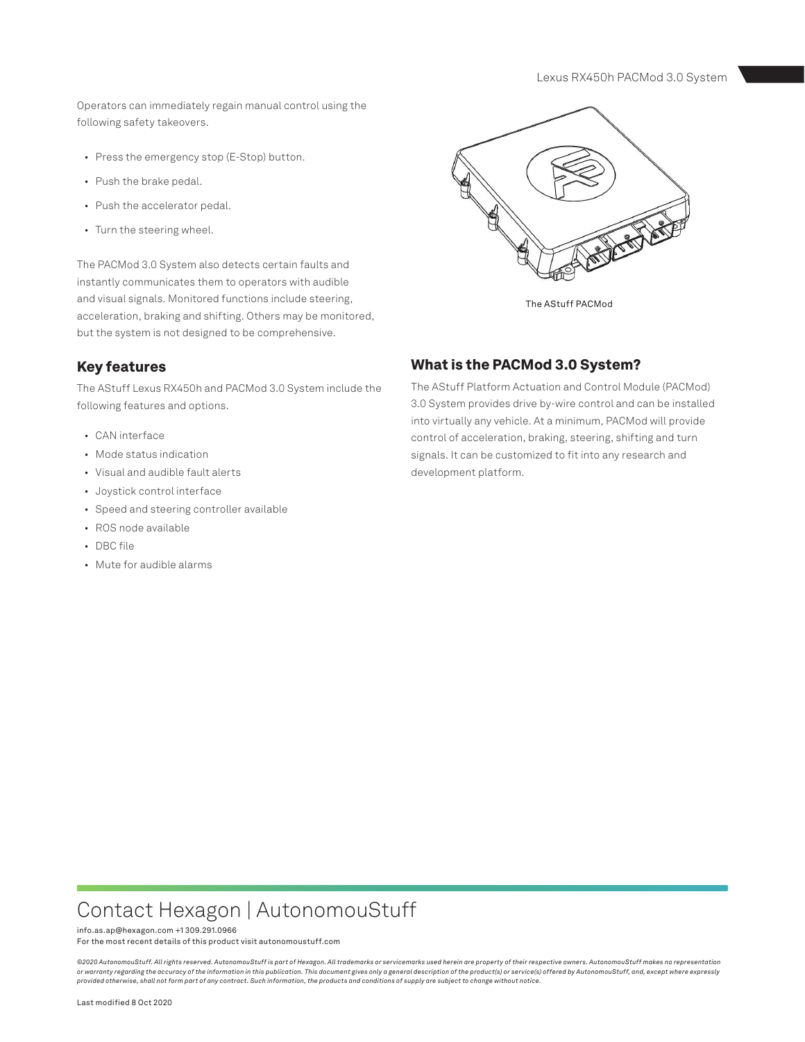Operators can immediately regain manual control using the following safety takeovers.

- Press the emergency stop (E-Stop) button.
- Push the brake pedal.
- Push the accelerator pedal.
- Turn the steering wheel.

The PACMod 3.0 System also detects certain faults and instantly communicates them to operators with audible and visual signals. Monitored functions include steering, acceleration, braking and shifting. Others may be monitored, but the system is not designed to be comprehensive.

## Key features

The AStuff Lexus RX450h and PACMod 3.0 System include the following features and options.

- CAN interface
- Mode status indication
- Visual and audible fault alerts
- Joystick control interface
- Speed and steering controller available
- ROS node available
- DBC file
- Mute for audible alarms

The AStuff PACMod

## What is the PACMod 3.0 System?

The AStuff Platform Actuation and Control Module (PACMod) 3.0 System provides drive by-wire control and can be installed into virtually any vehicle. At a minimum, PACMod will provide control of acceleration, braking, steering, shifting and turn signals. It can be customized to fit into any research and development platform.

# Contact Hexagon | AutonomouStuff

info.as.ap@hexagon.com +1 309.291.0966
For the most recent details of this product visit autonomoustuff.com

*©2020 AutonomouStuff. All rights reserved. AutonomouStuff is part of Hexagon. All trademarks or servicemarks used herein are property of their respective owners. AutonomouStuff makes no representation or warranty regarding the accuracy of the information in this publication. This document gives only a general description of the product(s) or service(s) offered by AutonomouStuff, and, except where expressly provided otherwise, shall not form part of any contract. Such information, the products and conditions of supply are subject to change without notice.*

Last modified 8 Oct 2020